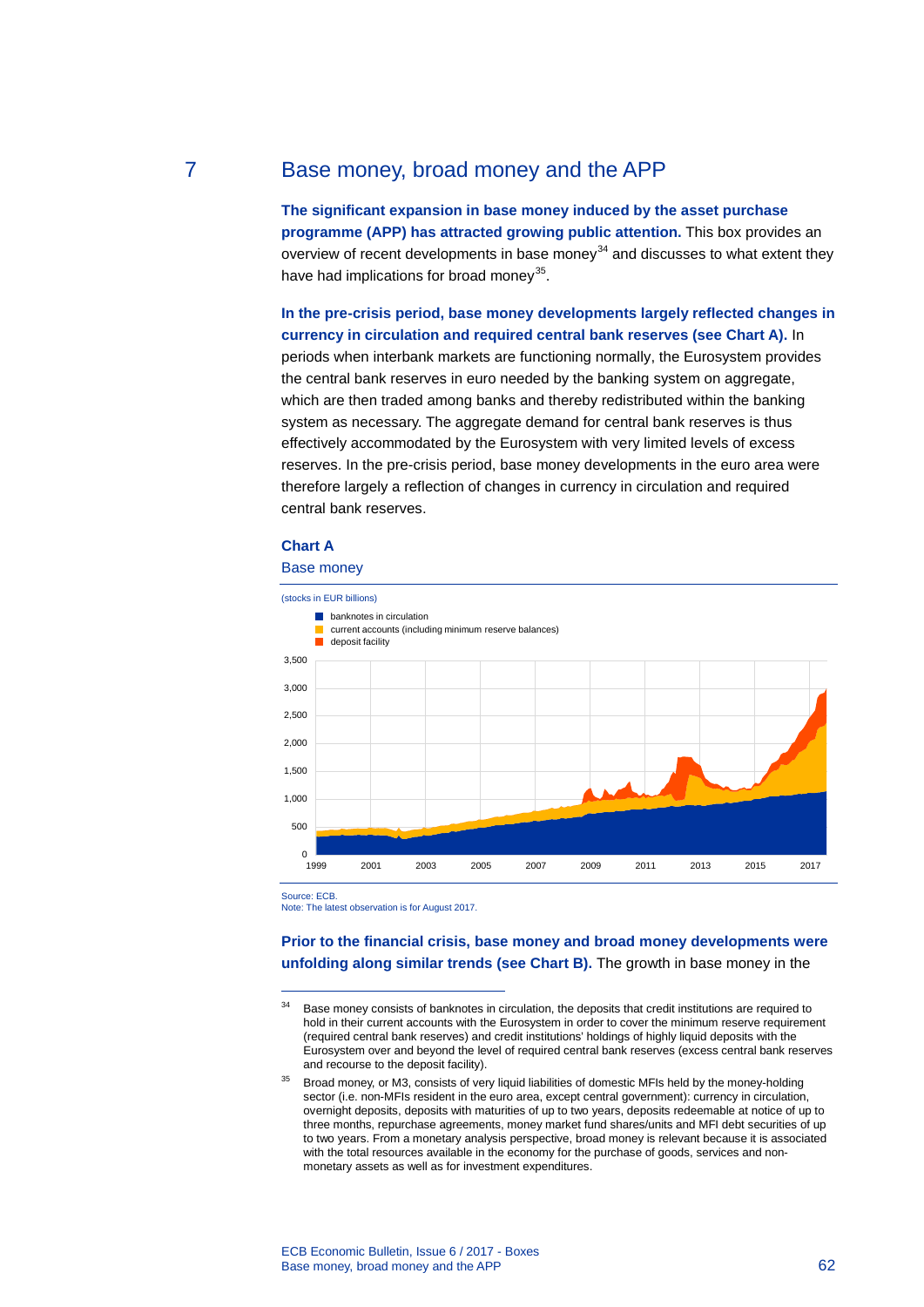## 7 Base money, broad money and the APP

**The significant expansion in base money induced by the asset purchase programme (APP) has attracted growing public attention.** This box provides an overview of recent developments in base money[34] and discusses to what extent they have had implications for broad money[35].

**In the pre-crisis period, base money developments largely reflected changes in currency in circulation and required central bank reserves (see Chart A).** In periods when interbank markets are functioning normally, the Eurosystem provides the central bank reserves in euro needed by the banking system on aggregate, which are then traded among banks and thereby redistributed within the banking system as necessary. The aggregate demand for central bank reserves is thus effectively accommodated by the Eurosystem with very limited levels of excess reserves. In the pre-crisis period, base money developments in the euro area were therefore largely a reflection of changes in currency in circulation and required central bank reserves.

**Chart A**

Base money

(stocks in EUR billions)

- banknotes in circulation
- current accounts (including minimum reserve balances)
- deposit facility

Source: ECB.
Note: The latest observation is for August 2017.

**Prior to the financial crisis, base money and broad money developments were unfolding along similar trends (see Chart B).** The growth in base money in the

---

[34] Base money consists of banknotes in circulation, the deposits that credit institutions are required to hold in their current accounts with the Eurosystem in order to cover the minimum reserve requirement (required central bank reserves) and credit institutions' holdings of highly liquid deposits with the Eurosystem over and beyond the level of required central bank reserves (excess central bank reserves and recourse to the deposit facility).

[35] Broad money, or M3, consists of very liquid liabilities of domestic MFIs held by the money-holding sector (i.e. non-MFIs resident in the euro area, except central government): currency in circulation, overnight deposits, deposits with maturities of up to two years, deposits redeemable at notice of up to three months, repurchase agreements, money market fund shares/units and MFI debt securities of up to two years. From a monetary analysis perspective, broad money is relevant because it is associated with the total resources available in the economy for the purchase of goods, services and non-monetary assets as well as for investment expenditures.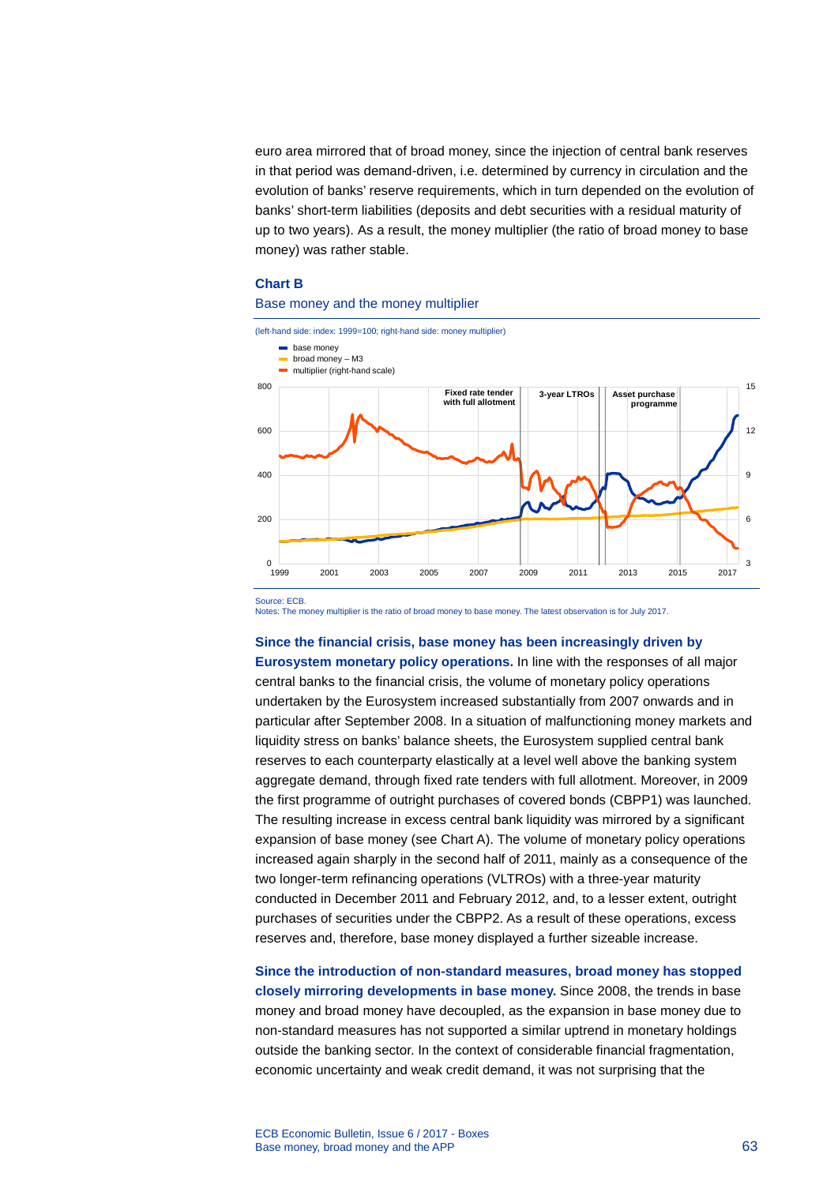euro area mirrored that of broad money, since the injection of central bank reserves in that period was demand-driven, i.e. determined by currency in circulation and the evolution of banks' reserve requirements, which in turn depended on the evolution of banks' short-term liabilities (deposits and debt securities with a residual maturity of up to two years). As a result, the money multiplier (the ratio of broad money to base money) was rather stable.

**Chart B**

Base money and the money multiplier

(left-hand side: index: 1999=100; right-hand side: money multiplier)

Source: ECB.
Notes: The money multiplier is the ratio of broad money to base money. The latest observation is for July 2017.

**Since the financial crisis, base money has been increasingly driven by Eurosystem monetary policy operations.** In line with the responses of all major central banks to the financial crisis, the volume of monetary policy operations undertaken by the Eurosystem increased substantially from 2007 onwards and in particular after September 2008. In a situation of malfunctioning money markets and liquidity stress on banks' balance sheets, the Eurosystem supplied central bank reserves to each counterparty elastically at a level well above the banking system aggregate demand, through fixed rate tenders with full allotment. Moreover, in 2009 the first programme of outright purchases of covered bonds (CBPP1) was launched. The resulting increase in excess central bank liquidity was mirrored by a significant expansion of base money (see Chart A). The volume of monetary policy operations increased again sharply in the second half of 2011, mainly as a consequence of the two longer-term refinancing operations (VLTROs) with a three-year maturity conducted in December 2011 and February 2012, and, to a lesser extent, outright purchases of securities under the CBPP2. As a result of these operations, excess reserves and, therefore, base money displayed a further sizeable increase.

**Since the introduction of non-standard measures, broad money has stopped closely mirroring developments in base money.** Since 2008, the trends in base money and broad money have decoupled, as the expansion in base money due to non-standard measures has not supported a similar uptrend in monetary holdings outside the banking sector. In the context of considerable financial fragmentation, economic uncertainty and weak credit demand, it was not surprising that the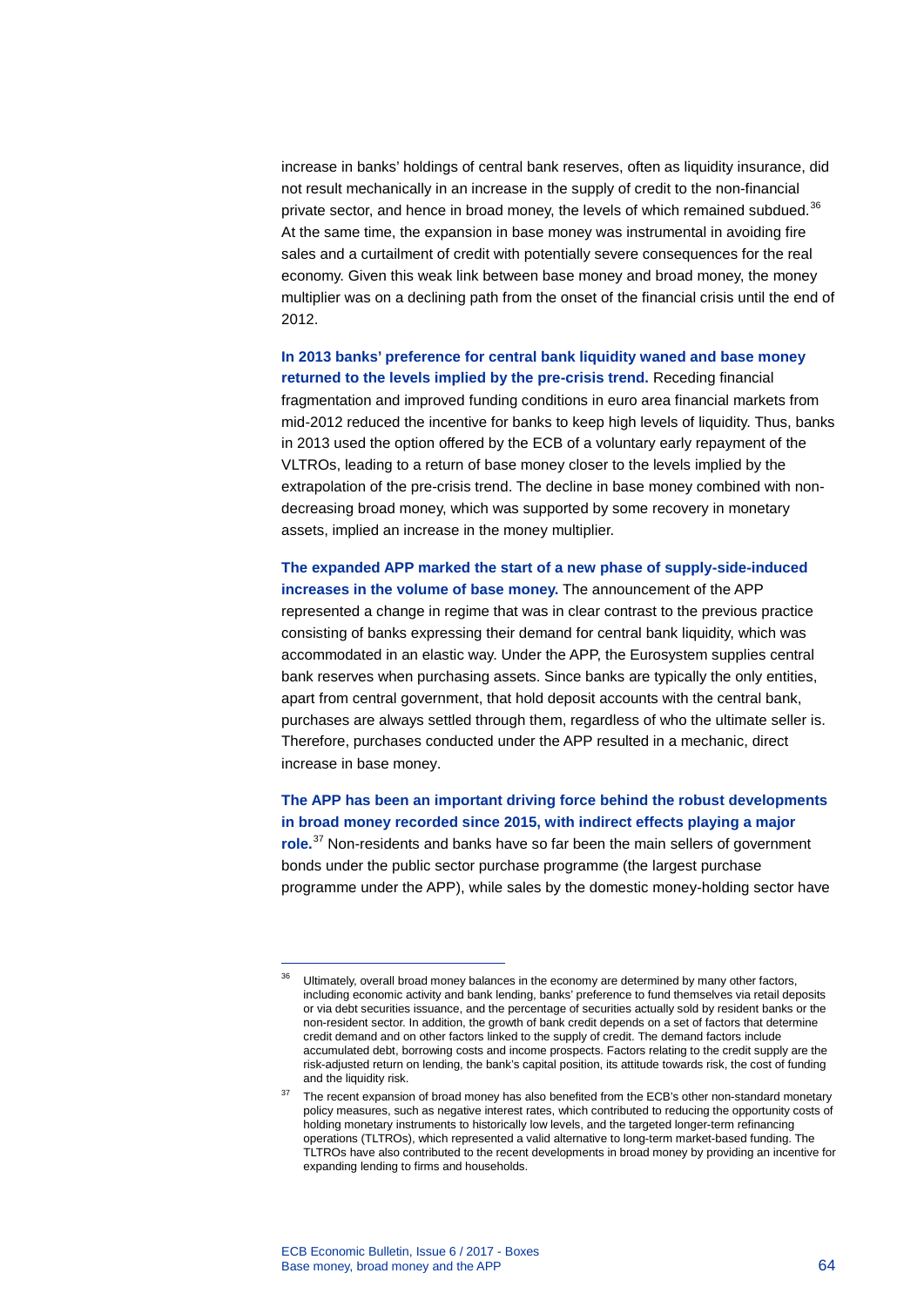increase in banks' holdings of central bank reserves, often as liquidity insurance, did not result mechanically in an increase in the supply of credit to the non-financial private sector, and hence in broad money, the levels of which remained subdued.[36] At the same time, the expansion in base money was instrumental in avoiding fire sales and a curtailment of credit with potentially severe consequences for the real economy. Given this weak link between base money and broad money, the money multiplier was on a declining path from the onset of the financial crisis until the end of 2012.

**In 2013 banks' preference for central bank liquidity waned and base money returned to the levels implied by the pre-crisis trend.** Receding financial fragmentation and improved funding conditions in euro area financial markets from mid-2012 reduced the incentive for banks to keep high levels of liquidity. Thus, banks in 2013 used the option offered by the ECB of a voluntary early repayment of the VLTROs, leading to a return of base money closer to the levels implied by the extrapolation of the pre-crisis trend. The decline in base money combined with non-decreasing broad money, which was supported by some recovery in monetary assets, implied an increase in the money multiplier.

**The expanded APP marked the start of a new phase of supply-side-induced increases in the volume of base money.** The announcement of the APP represented a change in regime that was in clear contrast to the previous practice consisting of banks expressing their demand for central bank liquidity, which was accommodated in an elastic way. Under the APP, the Eurosystem supplies central bank reserves when purchasing assets. Since banks are typically the only entities, apart from central government, that hold deposit accounts with the central bank, purchases are always settled through them, regardless of who the ultimate seller is. Therefore, purchases conducted under the APP resulted in a mechanic, direct increase in base money.

**The APP has been an important driving force behind the robust developments in broad money recorded since 2015, with indirect effects playing a major role.**[37] Non-residents and banks have so far been the main sellers of government bonds under the public sector purchase programme (the largest purchase programme under the APP), while sales by the domestic money-holding sector have

---

[36] Ultimately, overall broad money balances in the economy are determined by many other factors, including economic activity and bank lending, banks' preference to fund themselves via retail deposits or via debt securities issuance, and the percentage of securities actually sold by resident banks or the non-resident sector. In addition, the growth of bank credit depends on a set of factors that determine credit demand and on other factors linked to the supply of credit. The demand factors include accumulated debt, borrowing costs and income prospects. Factors relating to the credit supply are the risk-adjusted return on lending, the bank's capital position, its attitude towards risk, the cost of funding and the liquidity risk.

[37] The recent expansion of broad money has also benefited from the ECB's other non-standard monetary policy measures, such as negative interest rates, which contributed to reducing the opportunity costs of holding monetary instruments to historically low levels, and the targeted longer-term refinancing operations (TLTROs), which represented a valid alternative to long-term market-based funding. The TLTROs have also contributed to the recent developments in broad money by providing an incentive for expanding lending to firms and households.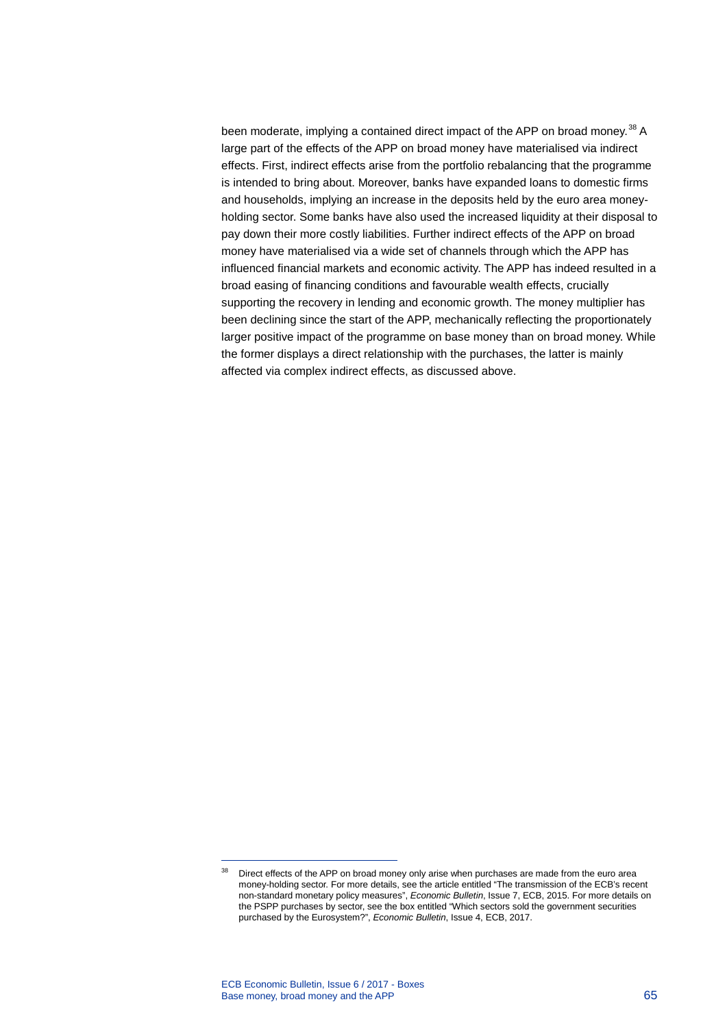been moderate, implying a contained direct impact of the APP on broad money.[38] A large part of the effects of the APP on broad money have materialised via indirect effects. First, indirect effects arise from the portfolio rebalancing that the programme is intended to bring about. Moreover, banks have expanded loans to domestic firms and households, implying an increase in the deposits held by the euro area money-holding sector. Some banks have also used the increased liquidity at their disposal to pay down their more costly liabilities. Further indirect effects of the APP on broad money have materialised via a wide set of channels through which the APP has influenced financial markets and economic activity. The APP has indeed resulted in a broad easing of financing conditions and favourable wealth effects, crucially supporting the recovery in lending and economic growth. The money multiplier has been declining since the start of the APP, mechanically reflecting the proportionately larger positive impact of the programme on base money than on broad money. While the former displays a direct relationship with the purchases, the latter is mainly affected via complex indirect effects, as discussed above.

---

[38] Direct effects of the APP on broad money only arise when purchases are made from the euro area money-holding sector. For more details, see the article entitled "The transmission of the ECB's recent non-standard monetary policy measures", *Economic Bulletin*, Issue 7, ECB, 2015. For more details on the PSPP purchases by sector, see the box entitled "Which sectors sold the government securities purchased by the Eurosystem?", *Economic Bulletin*, Issue 4, ECB, 2017.